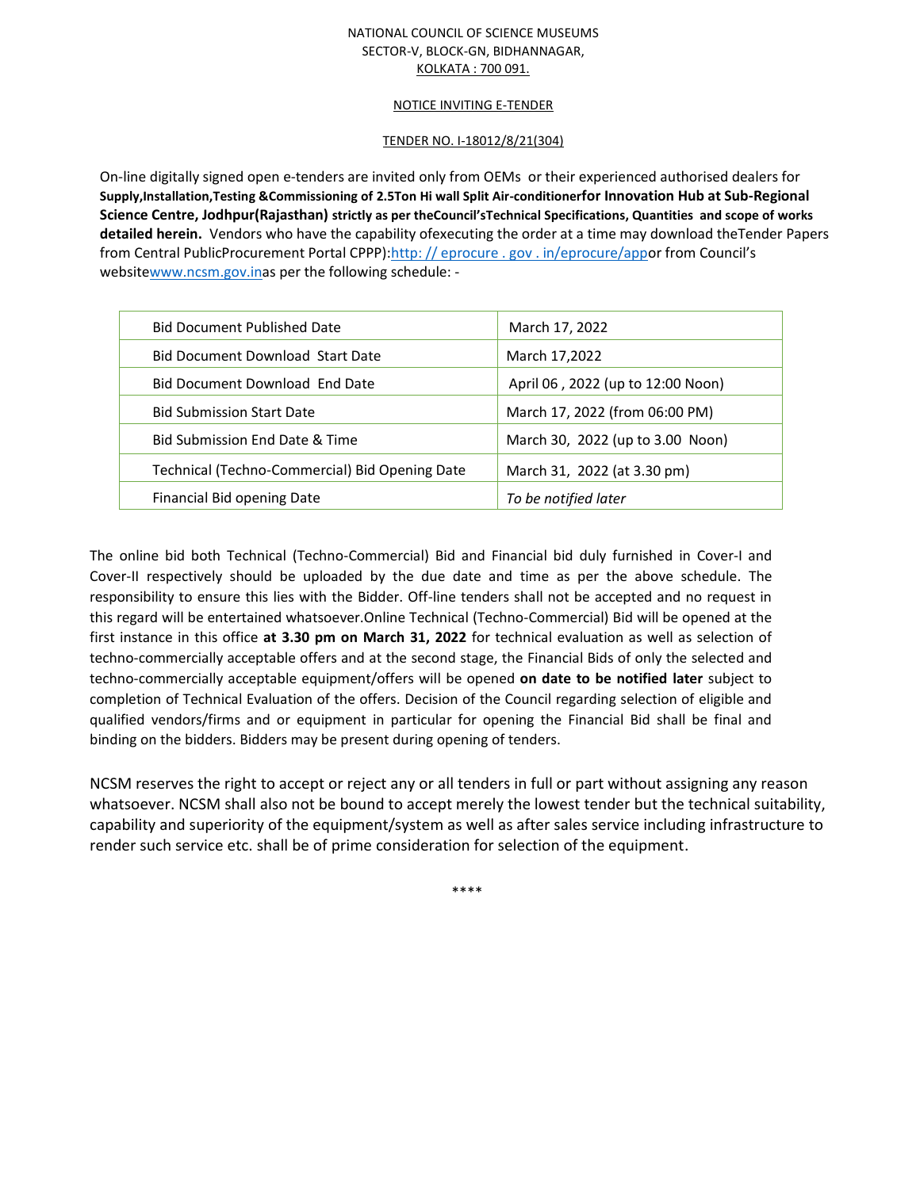NATIONAL COUNCIL OF SCIENCE MUSEUMS
SECTOR-V, BLOCK-GN, BIDHANNAGAR,
KOLKATA : 700 091.

NOTICE INVITING E-TENDER

TENDER NO. I-18012/8/21(304)

On-line digitally signed open e-tenders are invited only from OEMs or their experienced authorised dealers for **Supply,Installation,Testing &Commissioning of 2.5Ton Hi wall Split Air-conditionerfor Innovation Hub at Sub-Regional Science Centre, Jodhpur(Rajasthan) strictly as per theCouncil'sTechnical Specifications, Quantities and scope of works detailed herein.** Vendors who have the capability ofexecuting the order at a time may download theTender Papers from Central PublicProcurement Portal CPPP):http: // eprocure . gov . in/eprocure/appor from Council's websitewww.ncsm.gov.inas per the following schedule: -

| | |
|---|---|
| Bid Document Published Date | March 17, 2022 |
| Bid Document Download Start Date | March 17,2022 |
| Bid Document Download End Date | April 06 , 2022 (up to 12:00 Noon) |
| Bid Submission Start Date | March 17, 2022 (from 06:00 PM) |
| Bid Submission End Date & Time | March 30, 2022 (up to 3.00 Noon) |
| Technical (Techno-Commercial) Bid Opening Date | March 31, 2022 (at 3.30 pm) |
| Financial Bid opening Date | *To be notified later* |

The online bid both Technical (Techno-Commercial) Bid and Financial bid duly furnished in Cover-I and Cover-II respectively should be uploaded by the due date and time as per the above schedule. The responsibility to ensure this lies with the Bidder. Off-line tenders shall not be accepted and no request in this regard will be entertained whatsoever.Online Technical (Techno-Commercial) Bid will be opened at the first instance in this office **at 3.30 pm on March 31, 2022** for technical evaluation as well as selection of techno-commercially acceptable offers and at the second stage, the Financial Bids of only the selected and techno-commercially acceptable equipment/offers will be opened **on date to be notified later** subject to completion of Technical Evaluation of the offers. Decision of the Council regarding selection of eligible and qualified vendors/firms and or equipment in particular for opening the Financial Bid shall be final and binding on the bidders. Bidders may be present during opening of tenders.

NCSM reserves the right to accept or reject any or all tenders in full or part without assigning any reason whatsoever. NCSM shall also not be bound to accept merely the lowest tender but the technical suitability, capability and superiority of the equipment/system as well as after sales service including infrastructure to render such service etc. shall be of prime consideration for selection of the equipment.

****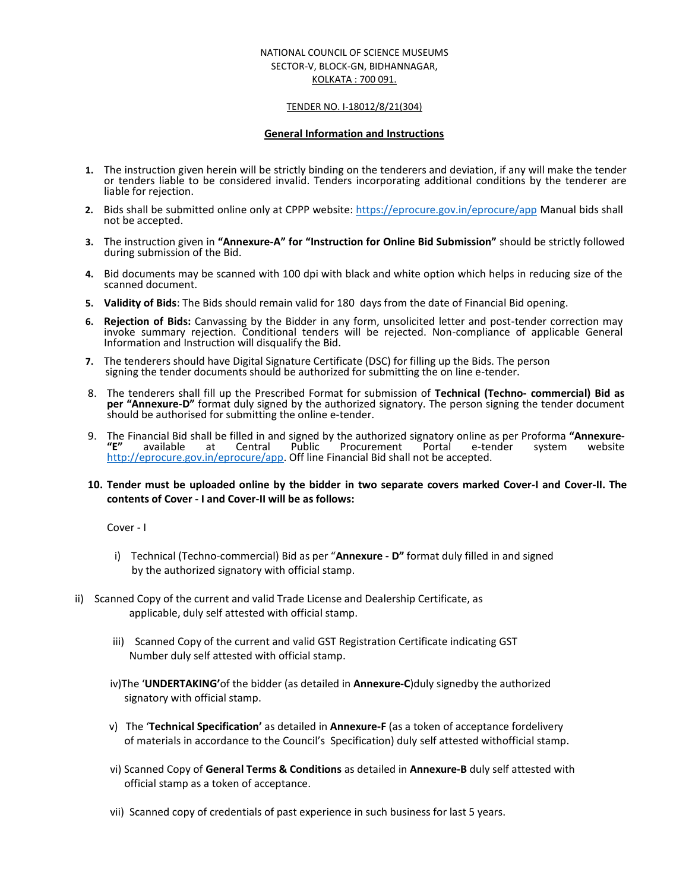NATIONAL COUNCIL OF SCIENCE MUSEUMS
SECTOR-V, BLOCK-GN, BIDHANNAGAR,
KOLKATA : 700 091.

TENDER NO. I-18012/8/21(304)

## General Information and Instructions

1. The instruction given herein will be strictly binding on the tenderers and deviation, if any will make the tender or tenders liable to be considered invalid. Tenders incorporating additional conditions by the tenderer are liable for rejection.

2. Bids shall be submitted online only at CPPP website: https://eprocure.gov.in/eprocure/app Manual bids shall not be accepted.

3. The instruction given in **"Annexure-A" for "Instruction for Online Bid Submission"** should be strictly followed during submission of the Bid.

4. Bid documents may be scanned with 100 dpi with black and white option which helps in reducing size of the scanned document.

5. **Validity of Bids**: The Bids should remain valid for 180 days from the date of Financial Bid opening.

6. **Rejection of Bids:** Canvassing by the Bidder in any form, unsolicited letter and post-tender correction may invoke summary rejection. Conditional tenders will be rejected. Non-compliance of applicable General Information and Instruction will disqualify the Bid.

7. The tenderers should have Digital Signature Certificate (DSC) for filling up the Bids. The person signing the tender documents should be authorized for submitting the on line e-tender.

8. The tenderers shall fill up the Prescribed Format for submission of **Technical (Techno- commercial) Bid as per "Annexure-D"** format duly signed by the authorized signatory. The person signing the tender document should be authorised for submitting the online e-tender.

9. The Financial Bid shall be filled in and signed by the authorized signatory online as per Proforma **"Annexure-"E"** available at Central Public Procurement Portal e-tender system website http://eprocure.gov.in/eprocure/app. Off line Financial Bid shall not be accepted.

10. **Tender must be uploaded online by the bidder in two separate covers marked Cover-I and Cover-II. The contents of Cover - I and Cover-II will be as follows:**

Cover - I

i) Technical (Techno-commercial) Bid as per "**Annexure - D"** format duly filled in and signed by the authorized signatory with official stamp.

ii) Scanned Copy of the current and valid Trade License and Dealership Certificate, as applicable, duly self attested with official stamp.

iii) Scanned Copy of the current and valid GST Registration Certificate indicating GST Number duly self attested with official stamp.

iv) The '**UNDERTAKING'** of the bidder (as detailed in **Annexure-C**) duly signed by the authorized signatory with official stamp.

v) The '**Technical Specification'** as detailed in **Annexure-F** (as a token of acceptance for delivery of materials in accordance to the Council's Specification) duly self attested with official stamp.

vi) Scanned Copy of **General Terms & Conditions** as detailed in **Annexure-B** duly self attested with official stamp as a token of acceptance.

vii) Scanned copy of credentials of past experience in such business for last 5 years.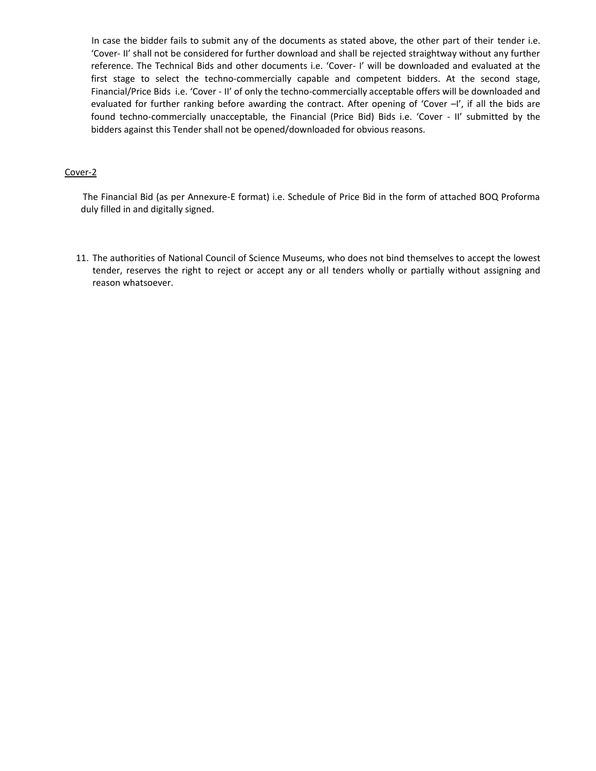In case the bidder fails to submit any of the documents as stated above, the other part of their tender i.e. 'Cover- II' shall not be considered for further download and shall be rejected straightway without any further reference. The Technical Bids and other documents i.e. 'Cover- I' will be downloaded and evaluated at the first stage to select the techno-commercially capable and competent bidders. At the second stage, Financial/Price Bids i.e. 'Cover - II' of only the techno-commercially acceptable offers will be downloaded and evaluated for further ranking before awarding the contract. After opening of 'Cover –I', if all the bids are found techno-commercially unacceptable, the Financial (Price Bid) Bids i.e. 'Cover - II' submitted by the bidders against this Tender shall not be opened/downloaded for obvious reasons.

<u>Cover-2</u>

The Financial Bid (as per Annexure-E format) i.e. Schedule of Price Bid in the form of attached BOQ Proforma duly filled in and digitally signed.

11. The authorities of National Council of Science Museums, who does not bind themselves to accept the lowest tender, reserves the right to reject or accept any or all tenders wholly or partially without assigning and reason whatsoever.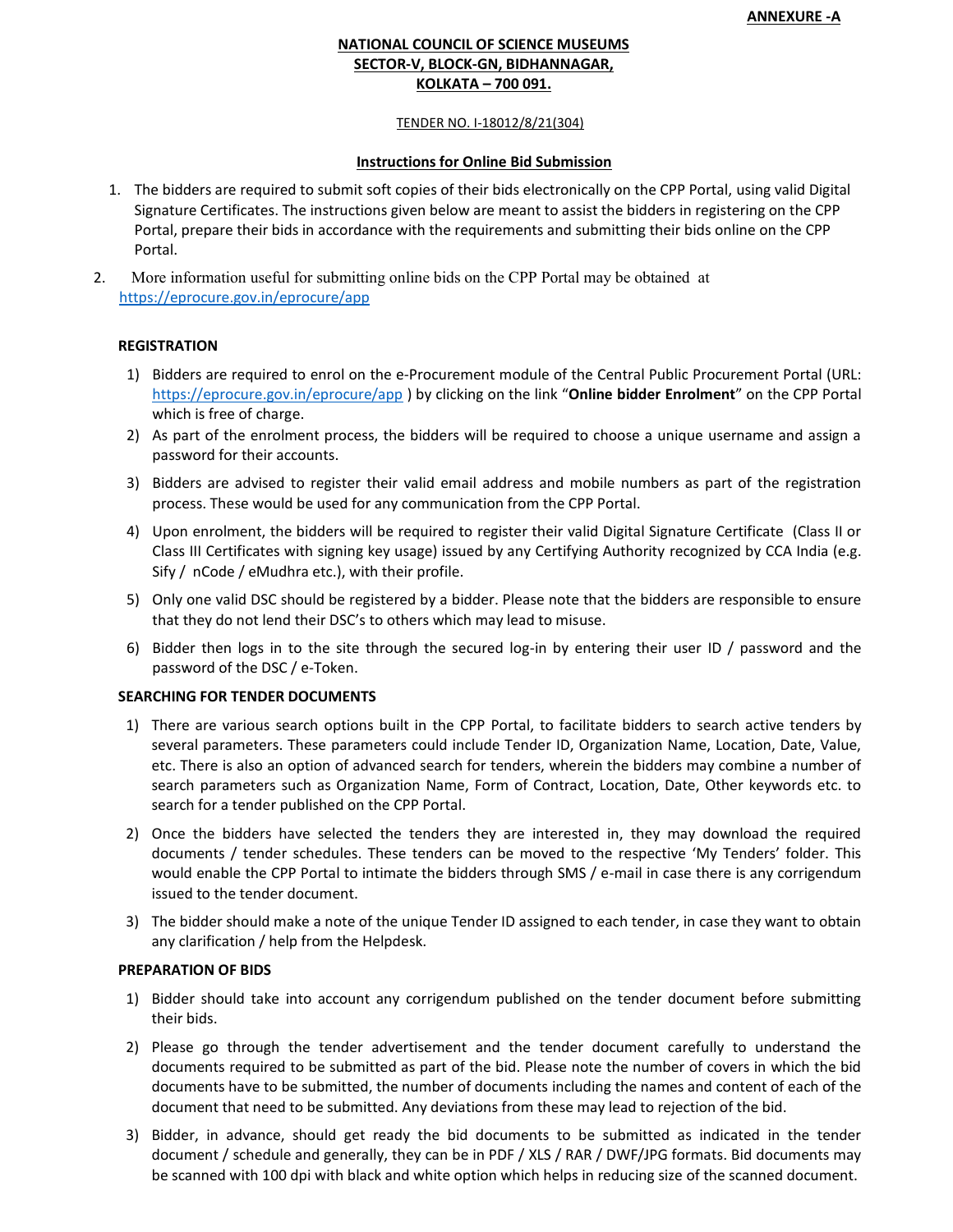**ANNEXURE -A**

**NATIONAL COUNCIL OF SCIENCE MUSEUMS**
**SECTOR-V, BLOCK-GN, BIDHANNAGAR,**
**KOLKATA – 700 091.**

TENDER NO. I-18012/8/21(304)

**Instructions for Online Bid Submission**

1. The bidders are required to submit soft copies of their bids electronically on the CPP Portal, using valid Digital Signature Certificates. The instructions given below are meant to assist the bidders in registering on the CPP Portal, prepare their bids in accordance with the requirements and submitting their bids online on the CPP Portal.
2. More information useful for submitting online bids on the CPP Portal may be obtained at https://eprocure.gov.in/eprocure/app

### REGISTRATION

1) Bidders are required to enrol on the e-Procurement module of the Central Public Procurement Portal (URL: https://eprocure.gov.in/eprocure/app ) by clicking on the link "**Online bidder Enrolment**" on the CPP Portal which is free of charge.
2) As part of the enrolment process, the bidders will be required to choose a unique username and assign a password for their accounts.
3) Bidders are advised to register their valid email address and mobile numbers as part of the registration process. These would be used for any communication from the CPP Portal.
4) Upon enrolment, the bidders will be required to register their valid Digital Signature Certificate (Class II or Class III Certificates with signing key usage) issued by any Certifying Authority recognized by CCA India (e.g. Sify / nCode / eMudhra etc.), with their profile.
5) Only one valid DSC should be registered by a bidder. Please note that the bidders are responsible to ensure that they do not lend their DSC's to others which may lead to misuse.
6) Bidder then logs in to the site through the secured log-in by entering their user ID / password and the password of the DSC / e-Token.

### SEARCHING FOR TENDER DOCUMENTS

1) There are various search options built in the CPP Portal, to facilitate bidders to search active tenders by several parameters. These parameters could include Tender ID, Organization Name, Location, Date, Value, etc. There is also an option of advanced search for tenders, wherein the bidders may combine a number of search parameters such as Organization Name, Form of Contract, Location, Date, Other keywords etc. to search for a tender published on the CPP Portal.
2) Once the bidders have selected the tenders they are interested in, they may download the required documents / tender schedules. These tenders can be moved to the respective 'My Tenders' folder. This would enable the CPP Portal to intimate the bidders through SMS / e-mail in case there is any corrigendum issued to the tender document.
3) The bidder should make a note of the unique Tender ID assigned to each tender, in case they want to obtain any clarification / help from the Helpdesk.

### PREPARATION OF BIDS

1) Bidder should take into account any corrigendum published on the tender document before submitting their bids.
2) Please go through the tender advertisement and the tender document carefully to understand the documents required to be submitted as part of the bid. Please note the number of covers in which the bid documents have to be submitted, the number of documents including the names and content of each of the document that need to be submitted. Any deviations from these may lead to rejection of the bid.
3) Bidder, in advance, should get ready the bid documents to be submitted as indicated in the tender document / schedule and generally, they can be in PDF / XLS / RAR / DWF/JPG formats. Bid documents may be scanned with 100 dpi with black and white option which helps in reducing size of the scanned document.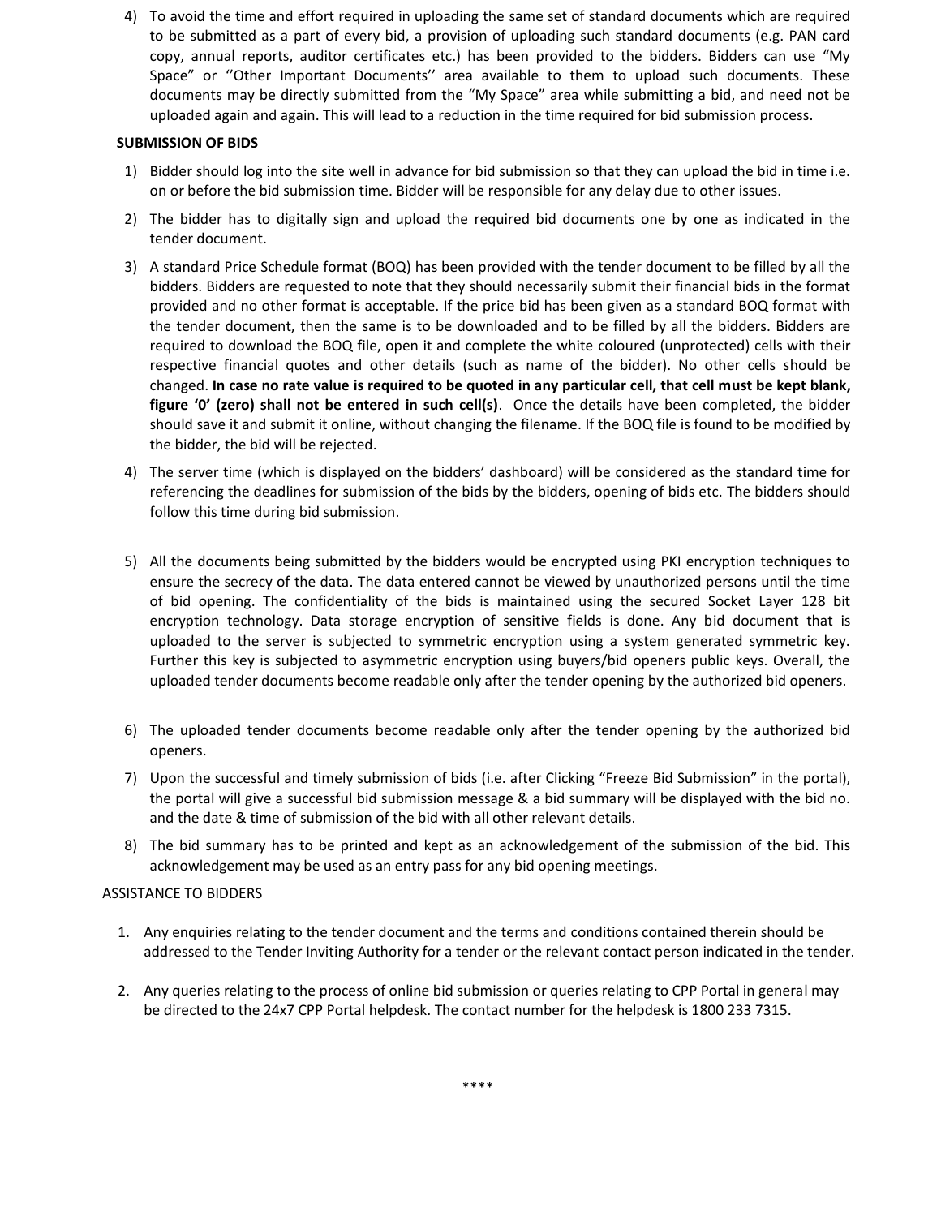4) To avoid the time and effort required in uploading the same set of standard documents which are required to be submitted as a part of every bid, a provision of uploading such standard documents (e.g. PAN card copy, annual reports, auditor certificates etc.) has been provided to the bidders. Bidders can use "My Space" or ''Other Important Documents'' area available to them to upload such documents. These documents may be directly submitted from the "My Space" area while submitting a bid, and need not be uploaded again and again. This will lead to a reduction in the time required for bid submission process.

**SUBMISSION OF BIDS**

1) Bidder should log into the site well in advance for bid submission so that they can upload the bid in time i.e. on or before the bid submission time. Bidder will be responsible for any delay due to other issues.
2) The bidder has to digitally sign and upload the required bid documents one by one as indicated in the tender document.
3) A standard Price Schedule format (BOQ) has been provided with the tender document to be filled by all the bidders. Bidders are requested to note that they should necessarily submit their financial bids in the format provided and no other format is acceptable. If the price bid has been given as a standard BOQ format with the tender document, then the same is to be downloaded and to be filled by all the bidders. Bidders are required to download the BOQ file, open it and complete the white coloured (unprotected) cells with their respective financial quotes and other details (such as name of the bidder). No other cells should be changed. **In case no rate value is required to be quoted in any particular cell, that cell must be kept blank, figure '0' (zero) shall not be entered in such cell(s)**. Once the details have been completed, the bidder should save it and submit it online, without changing the filename. If the BOQ file is found to be modified by the bidder, the bid will be rejected.
4) The server time (which is displayed on the bidders' dashboard) will be considered as the standard time for referencing the deadlines for submission of the bids by the bidders, opening of bids etc. The bidders should follow this time during bid submission.
5) All the documents being submitted by the bidders would be encrypted using PKI encryption techniques to ensure the secrecy of the data. The data entered cannot be viewed by unauthorized persons until the time of bid opening. The confidentiality of the bids is maintained using the secured Socket Layer 128 bit encryption technology. Data storage encryption of sensitive fields is done. Any bid document that is uploaded to the server is subjected to symmetric encryption using a system generated symmetric key. Further this key is subjected to asymmetric encryption using buyers/bid openers public keys. Overall, the uploaded tender documents become readable only after the tender opening by the authorized bid openers.
6) The uploaded tender documents become readable only after the tender opening by the authorized bid openers.
7) Upon the successful and timely submission of bids (i.e. after Clicking "Freeze Bid Submission" in the portal), the portal will give a successful bid submission message & a bid summary will be displayed with the bid no. and the date & time of submission of the bid with all other relevant details.
8) The bid summary has to be printed and kept as an acknowledgement of the submission of the bid. This acknowledgement may be used as an entry pass for any bid opening meetings.

<u>ASSISTANCE TO BIDDERS</u>

1. Any enquiries relating to the tender document and the terms and conditions contained therein should be addressed to the Tender Inviting Authority for a tender or the relevant contact person indicated in the tender.
2. Any queries relating to the process of online bid submission or queries relating to CPP Portal in general may be directed to the 24x7 CPP Portal helpdesk. The contact number for the helpdesk is 1800 233 7315.

****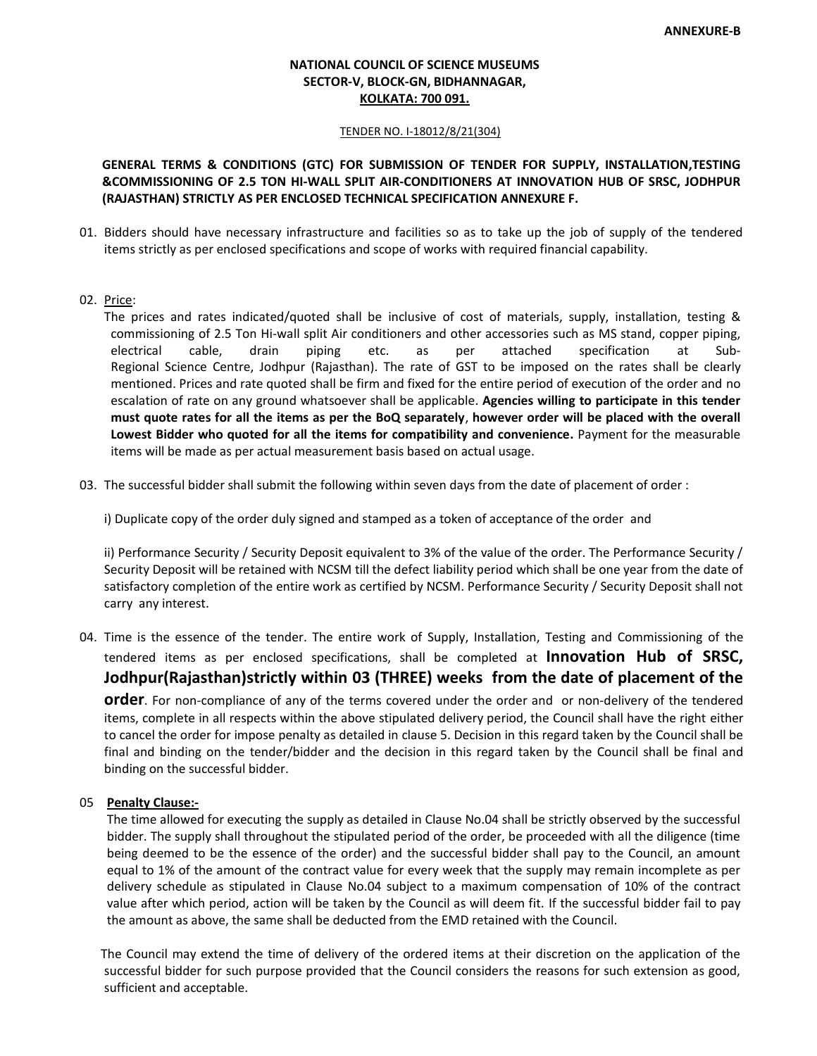**ANNEXURE-B**

**NATIONAL COUNCIL OF SCIENCE MUSEUMS**
**SECTOR-V, BLOCK-GN, BIDHANNAGAR,**
**KOLKATA: 700 091.**

TENDER NO. I-18012/8/21(304)

**GENERAL TERMS & CONDITIONS (GTC) FOR SUBMISSION OF TENDER FOR SUPPLY, INSTALLATION,TESTING &COMMISSIONING OF 2.5 TON HI-WALL SPLIT AIR-CONDITIONERS AT INNOVATION HUB OF SRSC, JODHPUR (RAJASTHAN) STRICTLY AS PER ENCLOSED TECHNICAL SPECIFICATION ANNEXURE F.**

01. Bidders should have necessary infrastructure and facilities so as to take up the job of supply of the tendered items strictly as per enclosed specifications and scope of works with required financial capability.

02. Price:
The prices and rates indicated/quoted shall be inclusive of cost of materials, supply, installation, testing & commissioning of 2.5 Ton Hi-wall split Air conditioners and other accessories such as MS stand, copper piping, electrical cable, drain piping etc. as per attached specification at Sub-Regional Science Centre, Jodhpur (Rajasthan). The rate of GST to be imposed on the rates shall be clearly mentioned. Prices and rate quoted shall be firm and fixed for the entire period of execution of the order and no escalation of rate on any ground whatsoever shall be applicable. **Agencies willing to participate in this tender must quote rates for all the items as per the BoQ separately**, **however order will be placed with the overall Lowest Bidder who quoted for all the items for compatibility and convenience.** Payment for the measurable items will be made as per actual measurement basis based on actual usage.

03. The successful bidder shall submit the following within seven days from the date of placement of order :

i) Duplicate copy of the order duly signed and stamped as a token of acceptance of the order and

ii) Performance Security / Security Deposit equivalent to 3% of the value of the order. The Performance Security / Security Deposit will be retained with NCSM till the defect liability period which shall be one year from the date of satisfactory completion of the entire work as certified by NCSM. Performance Security / Security Deposit shall not carry any interest.

04. Time is the essence of the tender. The entire work of Supply, Installation, Testing and Commissioning of the tendered items as per enclosed specifications, shall be completed at **Innovation Hub of SRSC, Jodhpur(Rajasthan)strictly within 03 (THREE) weeks from the date of placement of the order**. For non-compliance of any of the terms covered under the order and or non-delivery of the tendered items, complete in all respects within the above stipulated delivery period, the Council shall have the right either to cancel the order for impose penalty as detailed in clause 5. Decision in this regard taken by the Council shall be final and binding on the tender/bidder and the decision in this regard taken by the Council shall be final and binding on the successful bidder.

05 **Penalty Clause:-**
The time allowed for executing the supply as detailed in Clause No.04 shall be strictly observed by the successful bidder. The supply shall throughout the stipulated period of the order, be proceeded with all the diligence (time being deemed to be the essence of the order) and the successful bidder shall pay to the Council, an amount equal to 1% of the amount of the contract value for every week that the supply may remain incomplete as per delivery schedule as stipulated in Clause No.04 subject to a maximum compensation of 10% of the contract value after which period, action will be taken by the Council as will deem fit. If the successful bidder fail to pay the amount as above, the same shall be deducted from the EMD retained with the Council.

The Council may extend the time of delivery of the ordered items at their discretion on the application of the successful bidder for such purpose provided that the Council considers the reasons for such extension as good, sufficient and acceptable.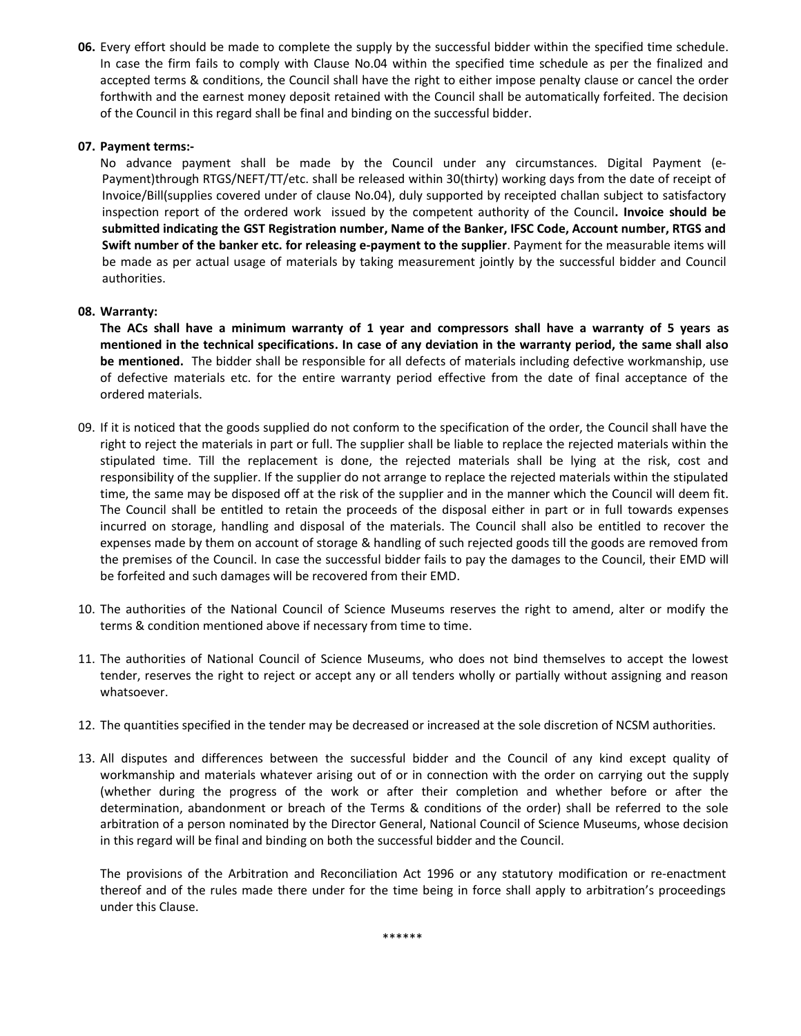**06.** Every effort should be made to complete the supply by the successful bidder within the specified time schedule. In case the firm fails to comply with Clause No.04 within the specified time schedule as per the finalized and accepted terms & conditions, the Council shall have the right to either impose penalty clause or cancel the order forthwith and the earnest money deposit retained with the Council shall be automatically forfeited. The decision of the Council in this regard shall be final and binding on the successful bidder.

**07. Payment terms:-**

No advance payment shall be made by the Council under any circumstances. Digital Payment (e-Payment)through RTGS/NEFT/TT/etc. shall be released within 30(thirty) working days from the date of receipt of Invoice/Bill(supplies covered under of clause No.04), duly supported by receipted challan subject to satisfactory inspection report of the ordered work issued by the competent authority of the Council**. Invoice should be submitted indicating the GST Registration number, Name of the Banker, IFSC Code, Account number, RTGS and Swift number of the banker etc. for releasing e-payment to the supplier**. Payment for the measurable items will be made as per actual usage of materials by taking measurement jointly by the successful bidder and Council authorities.

**08. Warranty:**

**The ACs shall have a minimum warranty of 1 year and compressors shall have a warranty of 5 years as mentioned in the technical specifications. In case of any deviation in the warranty period, the same shall also be mentioned.** The bidder shall be responsible for all defects of materials including defective workmanship, use of defective materials etc. for the entire warranty period effective from the date of final acceptance of the ordered materials.

09. If it is noticed that the goods supplied do not conform to the specification of the order, the Council shall have the right to reject the materials in part or full. The supplier shall be liable to replace the rejected materials within the stipulated time. Till the replacement is done, the rejected materials shall be lying at the risk, cost and responsibility of the supplier. If the supplier do not arrange to replace the rejected materials within the stipulated time, the same may be disposed off at the risk of the supplier and in the manner which the Council will deem fit. The Council shall be entitled to retain the proceeds of the disposal either in part or in full towards expenses incurred on storage, handling and disposal of the materials. The Council shall also be entitled to recover the expenses made by them on account of storage & handling of such rejected goods till the goods are removed from the premises of the Council. In case the successful bidder fails to pay the damages to the Council, their EMD will be forfeited and such damages will be recovered from their EMD.

10. The authorities of the National Council of Science Museums reserves the right to amend, alter or modify the terms & condition mentioned above if necessary from time to time.

11. The authorities of National Council of Science Museums, who does not bind themselves to accept the lowest tender, reserves the right to reject or accept any or all tenders wholly or partially without assigning and reason whatsoever.

12. The quantities specified in the tender may be decreased or increased at the sole discretion of NCSM authorities.

13. All disputes and differences between the successful bidder and the Council of any kind except quality of workmanship and materials whatever arising out of or in connection with the order on carrying out the supply (whether during the progress of the work or after their completion and whether before or after the determination, abandonment or breach of the Terms & conditions of the order) shall be referred to the sole arbitration of a person nominated by the Director General, National Council of Science Museums, whose decision in this regard will be final and binding on both the successful bidder and the Council.

The provisions of the Arbitration and Reconciliation Act 1996 or any statutory modification or re-enactment thereof and of the rules made there under for the time being in force shall apply to arbitration's proceedings under this Clause.

******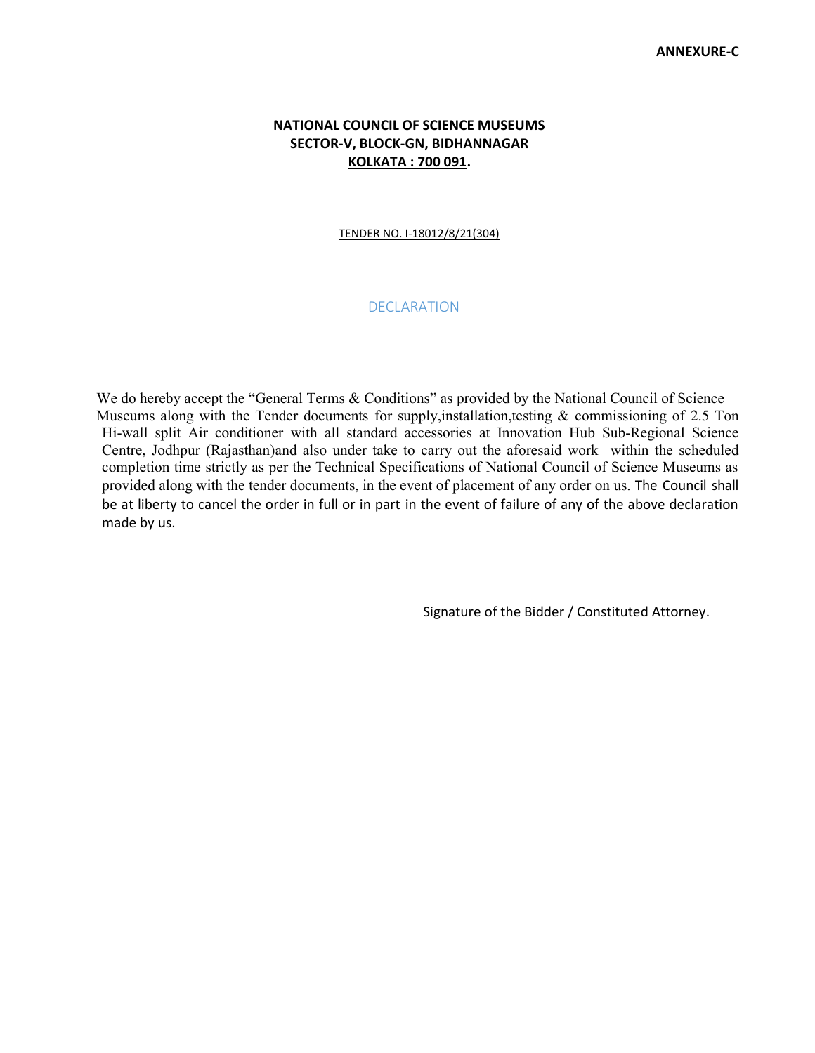**ANNEXURE-C**

**NATIONAL COUNCIL OF SCIENCE MUSEUMS**
**SECTOR-V, BLOCK-GN, BIDHANNAGAR**
**KOLKATA : 700 091.**

TENDER NO. I-18012/8/21(304)

## DECLARATION

We do hereby accept the "General Terms & Conditions" as provided by the National Council of Science Museums along with the Tender documents for supply,installation,testing & commissioning of 2.5 Ton Hi-wall split Air conditioner with all standard accessories at Innovation Hub Sub-Regional Science Centre, Jodhpur (Rajasthan)and also under take to carry out the aforesaid work within the scheduled completion time strictly as per the Technical Specifications of National Council of Science Museums as provided along with the tender documents, in the event of placement of any order on us. The Council shall be at liberty to cancel the order in full or in part in the event of failure of any of the above declaration made by us.

Signature of the Bidder / Constituted Attorney.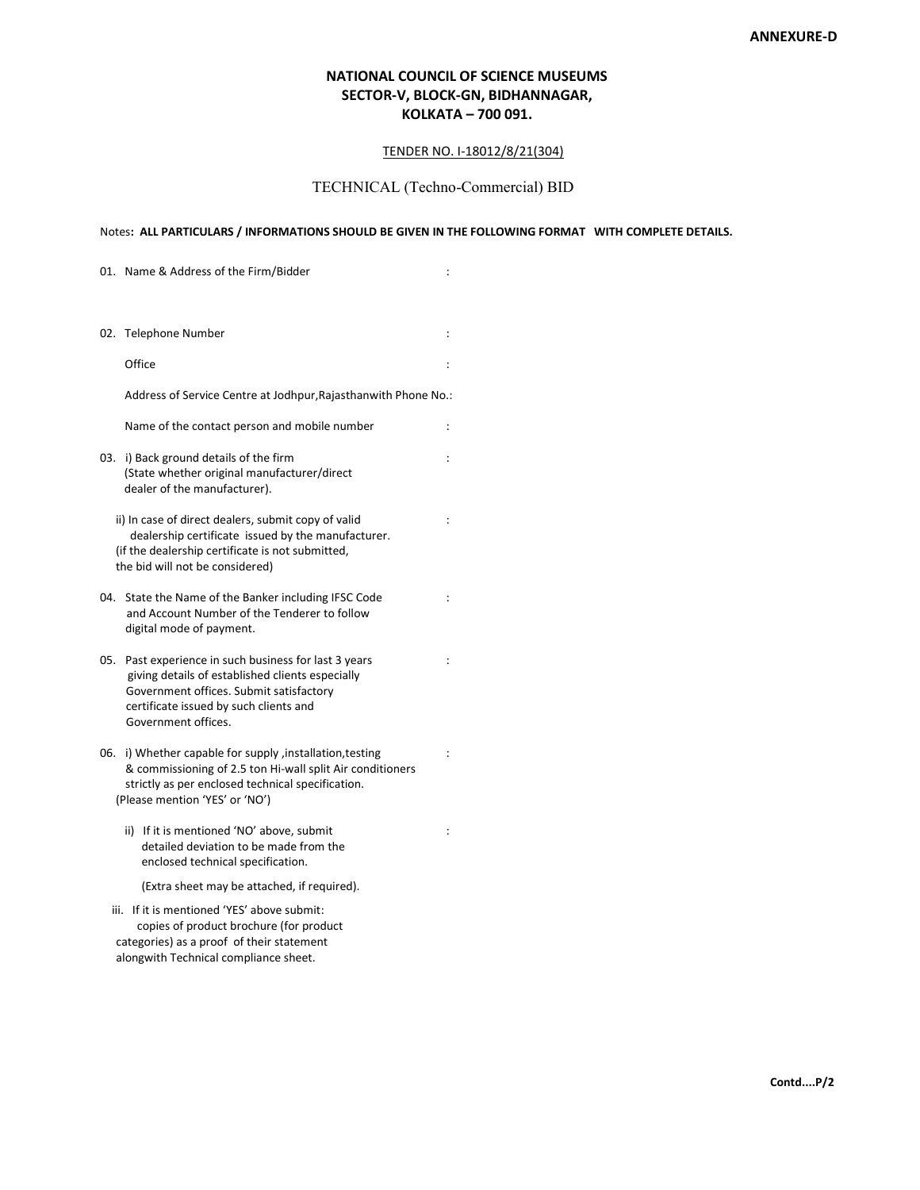**ANNEXURE-D**

**NATIONAL COUNCIL OF SCIENCE MUSEUMS**
**SECTOR-V, BLOCK-GN, BIDHANNAGAR,**
**KOLKATA – 700 091.**

TENDER NO. I-18012/8/21(304)

TECHNICAL (Techno-Commercial) BID

Notes**: ALL PARTICULARS / INFORMATIONS SHOULD BE GIVEN IN THE FOLLOWING FORMAT WITH COMPLETE DETAILS.**

01. Name & Address of the Firm/Bidder :

02. Telephone Number :

    Office :

    Address of Service Centre at Jodhpur,Rajasthanwith Phone No.:

    Name of the contact person and mobile number :

03. i) Back ground details of the firm (State whether original manufacturer/direct dealer of the manufacturer). :

    ii) In case of direct dealers, submit copy of valid dealership certificate issued by the manufacturer. (if the dealership certificate is not submitted, the bid will not be considered) :

04. State the Name of the Banker including IFSC Code and Account Number of the Tenderer to follow digital mode of payment. :

05. Past experience in such business for last 3 years giving details of established clients especially Government offices. Submit satisfactory certificate issued by such clients and Government offices. :

06. i) Whether capable for supply ,installation,testing & commissioning of 2.5 ton Hi-wall split Air conditioners strictly as per enclosed technical specification. (Please mention 'YES' or 'NO') :

    ii) If it is mentioned 'NO' above, submit detailed deviation to be made from the enclosed technical specification. :

    (Extra sheet may be attached, if required).

    iii. If it is mentioned 'YES' above submit: copies of product brochure (for product categories) as a proof of their statement alongwith Technical compliance sheet.

**Contd....P/2**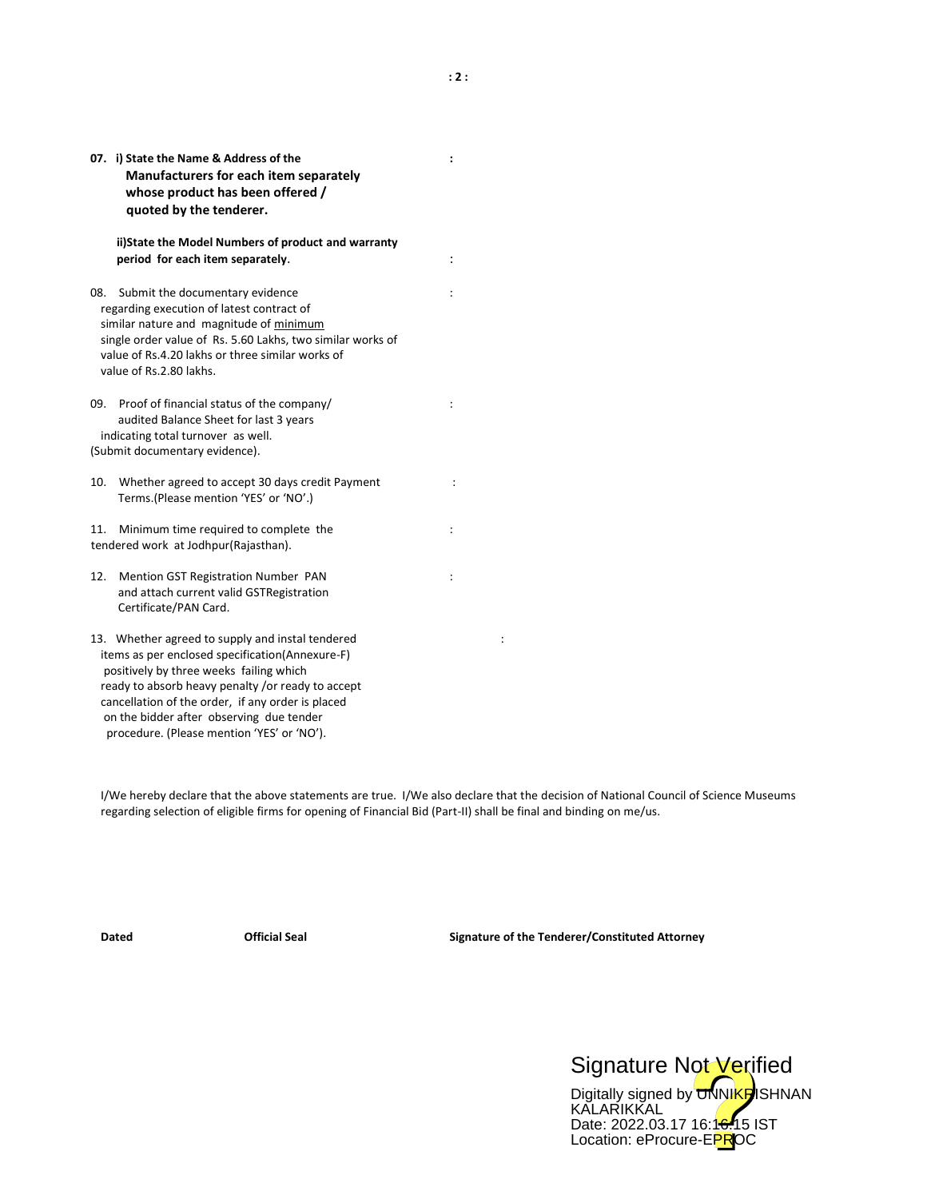**07. i) State the Name & Address of the Manufacturers for each item separately whose product has been offered / quoted by the tenderer.** :

**ii)State the Model Numbers of product and warranty period for each item separately.** :

08. Submit the documentary evidence regarding execution of latest contract of similar nature and magnitude of minimum single order value of Rs. 5.60 Lakhs, two similar works of value of Rs.4.20 lakhs or three similar works of value of Rs.2.80 lakhs. :

09. Proof of financial status of the company/ audited Balance Sheet for last 3 years indicating total turnover as well. (Submit documentary evidence). :

10. Whether agreed to accept 30 days credit Payment Terms.(Please mention 'YES' or 'NO'.) :

11. Minimum time required to complete the tendered work at Jodhpur(Rajasthan). :

12. Mention GST Registration Number PAN and attach current valid GSTRegistration Certificate/PAN Card. :

13. Whether agreed to supply and instal tendered items as per enclosed specification(Annexure-F) positively by three weeks failing which ready to absorb heavy penalty /or ready to accept cancellation of the order, if any order is placed on the bidder after observing due tender procedure. (Please mention 'YES' or 'NO'). :

I/We hereby declare that the above statements are true. I/We also declare that the decision of National Council of Science Museums regarding selection of eligible firms for opening of Financial Bid (Part-II) shall be final and binding on me/us.

**Dated** **Official Seal** **Signature of the Tenderer/Constituted Attorney**

Signature Not Verified
Digitally signed by UNNIKRISHNAN KALARIKKAL
Date: 2022.03.17 16:16:15 IST
Location: eProcure-EPROC